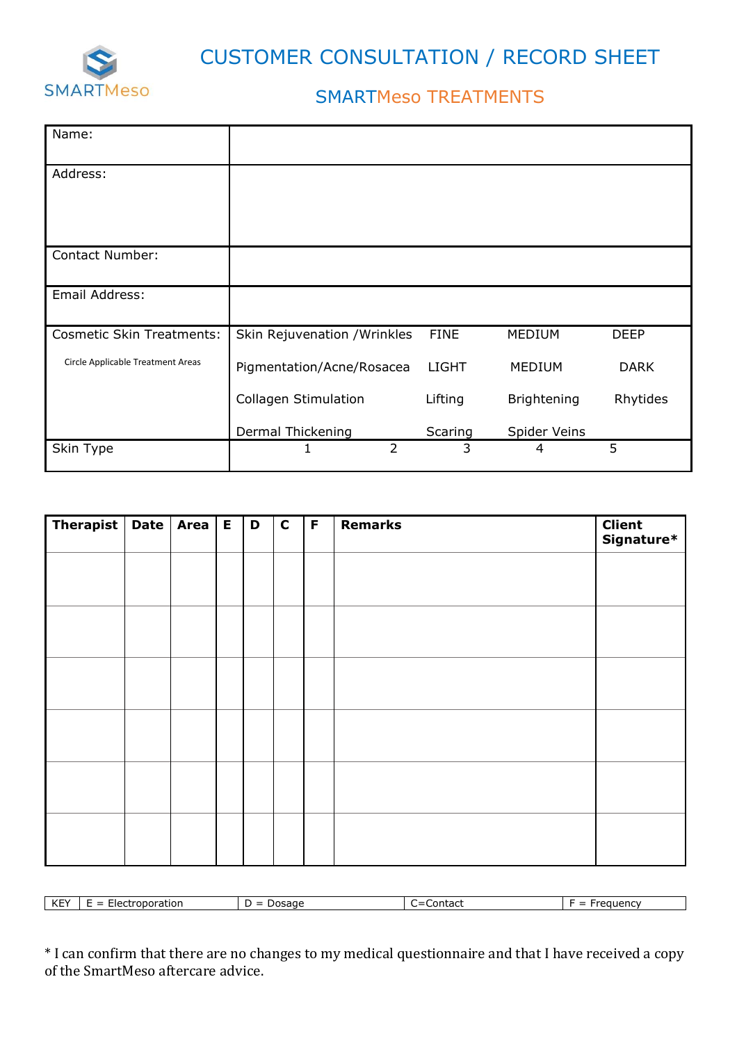SMARTMeso

# CUSTOMER CONSULTATION / RECORD SHEET

## SMARTMeso TREATMENTS

| | | | | |
|---|---|---|---|---|
| Name: | | | | |
| Address: | | | | |
| Contact Number: | | | | |
| Email Address: | | | | |
| Cosmetic Skin Treatments: | Skin Rejuvenation /Wrinkles | FINE | MEDIUM | DEEP |
| Circle Applicable Treatment Areas | Pigmentation/Acne/Rosacea | LIGHT | MEDIUM | DARK |
| | Collagen Stimulation | Lifting | Brightening | Rhytides |
| | Dermal Thickening | Scaring | Spider Veins | |
| Skin Type | 1 &nbsp;&nbsp;&nbsp; 2 | 3 | 4 | 5 |

| **Therapist** | **Date** | **Area** | **E** | **D** | **C** | **F** | **Remarks** | **Client Signature*** |
|---|---|---|---|---|---|---|---|---|
| | | | | | | | | |
| | | | | | | | | |
| | | | | | | | | |
| | | | | | | | | |
| | | | | | | | | |
| | | | | | | | | |

| KEY | E = Electroporation | D = Dosage | C=Contact | F = Frequency |
|---|---|---|---|---|

* I can confirm that there are no changes to my medical questionnaire and that I have received a copy of the SmartMeso aftercare advice.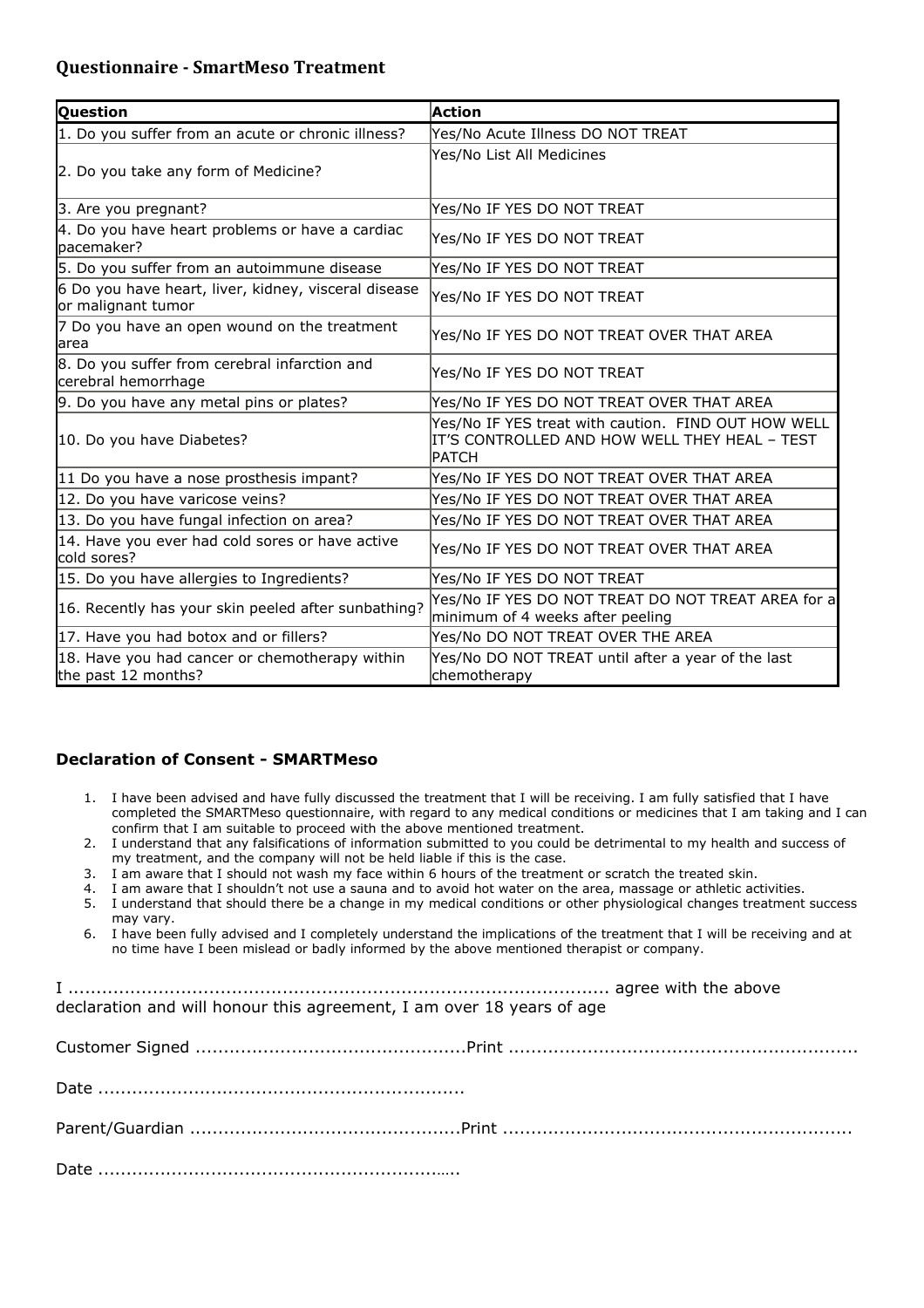## Questionnaire - SmartMeso Treatment

| Question | Action |
|---|---|
| 1. Do you suffer from an acute or chronic illness? | Yes/No Acute Illness DO NOT TREAT |
| 2. Do you take any form of Medicine? | Yes/No List All Medicines |
| 3. Are you pregnant? | Yes/No IF YES DO NOT TREAT |
| 4. Do you have heart problems or have a cardiac pacemaker? | Yes/No IF YES DO NOT TREAT |
| 5. Do you suffer from an autoimmune disease | Yes/No IF YES DO NOT TREAT |
| 6 Do you have heart, liver, kidney, visceral disease or malignant tumor | Yes/No IF YES DO NOT TREAT |
| 7 Do you have an open wound on the treatment area | Yes/No IF YES DO NOT TREAT OVER THAT AREA |
| 8. Do you suffer from cerebral infarction and cerebral hemorrhage | Yes/No IF YES DO NOT TREAT |
| 9. Do you have any metal pins or plates? | Yes/No IF YES DO NOT TREAT OVER THAT AREA |
| 10. Do you have Diabetes? | Yes/No IF YES treat with caution. FIND OUT HOW WELL IT'S CONTROLLED AND HOW WELL THEY HEAL – TEST PATCH |
| 11 Do you have a nose prosthesis impant? | Yes/No IF YES DO NOT TREAT OVER THAT AREA |
| 12. Do you have varicose veins? | Yes/No IF YES DO NOT TREAT OVER THAT AREA |
| 13. Do you have fungal infection on area? | Yes/No IF YES DO NOT TREAT OVER THAT AREA |
| 14. Have you ever had cold sores or have active cold sores? | Yes/No IF YES DO NOT TREAT OVER THAT AREA |
| 15. Do you have allergies to Ingredients? | Yes/No IF YES DO NOT TREAT |
| 16. Recently has your skin peeled after sunbathing? | Yes/No IF YES DO NOT TREAT DO NOT TREAT AREA for a minimum of 4 weeks after peeling |
| 17. Have you had botox and or fillers? | Yes/No DO NOT TREAT OVER THE AREA |
| 18. Have you had cancer or chemotherapy within the past 12 months? | Yes/No DO NOT TREAT until after a year of the last chemotherapy |

### Declaration of Consent - SMARTMeso

1. I have been advised and have fully discussed the treatment that I will be receiving. I am fully satisfied that I have completed the SMARTMeso questionnaire, with regard to any medical conditions or medicines that I am taking and I can confirm that I am suitable to proceed with the above mentioned treatment.
2. I understand that any falsifications of information submitted to you could be detrimental to my health and success of my treatment, and the company will not be held liable if this is the case.
3. I am aware that I should not wash my face within 6 hours of the treatment or scratch the treated skin.
4. I am aware that I shouldn't not use a sauna and to avoid hot water on the area, massage or athletic activities.
5. I understand that should there be a change in my medical conditions or other physiological changes treatment success may vary.
6. I have been fully advised and I completely understand the implications of the treatment that I will be receiving and at no time have I been mislead or badly informed by the above mentioned therapist or company.

I ............................................................................................ agree with the above declaration and will honour this agreement, I am over 18 years of age

Customer Signed ..............................................Print ............................................................

Date ................................................................

Parent/Guardian ...............................................Print ............................................................

Date ..............................................................